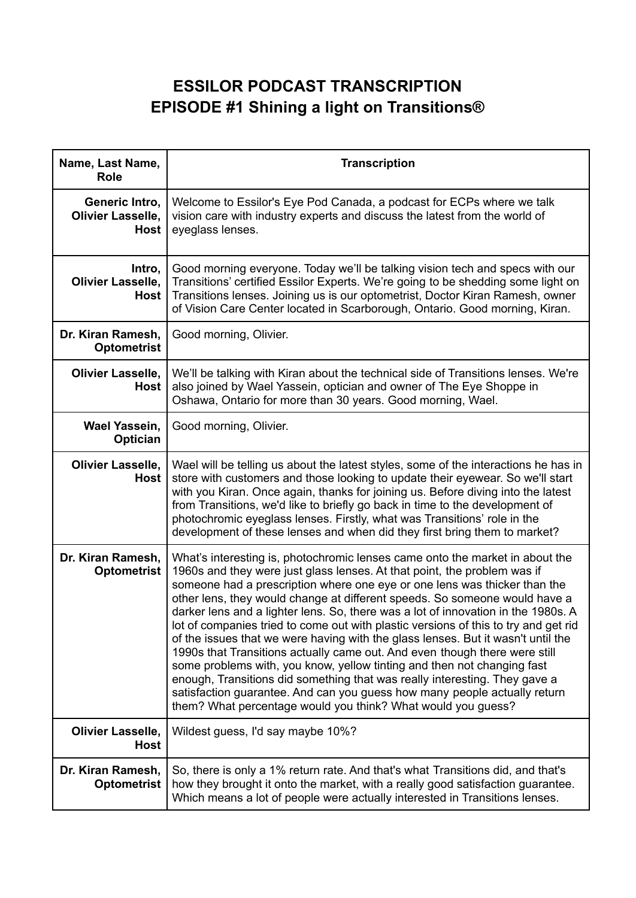# ESSILOR PODCAST TRANSCRIPTION
# EPISODE #1 Shining a light on Transitions®

| Name, Last Name, Role | Transcription |
|---|---|
| **Generic Intro, Olivier Lasselle, Host** | Welcome to Essilor's Eye Pod Canada, a podcast for ECPs where we talk vision care with industry experts and discuss the latest from the world of eyeglass lenses. |
| **Intro, Olivier Lasselle, Host** | Good morning everyone. Today we'll be talking vision tech and specs with our Transitions' certified Essilor Experts. We're going to be shedding some light on Transitions lenses. Joining us is our optometrist, Doctor Kiran Ramesh, owner of Vision Care Center located in Scarborough, Ontario. Good morning, Kiran. |
| **Dr. Kiran Ramesh, Optometrist** | Good morning, Olivier. |
| **Olivier Lasselle, Host** | We'll be talking with Kiran about the technical side of Transitions lenses. We're also joined by Wael Yassein, optician and owner of The Eye Shoppe in Oshawa, Ontario for more than 30 years. Good morning, Wael. |
| **Wael Yassein, Optician** | Good morning, Olivier. |
| **Olivier Lasselle, Host** | Wael will be telling us about the latest styles, some of the interactions he has in store with customers and those looking to update their eyewear. So we'll start with you Kiran. Once again, thanks for joining us. Before diving into the latest from Transitions, we'd like to briefly go back in time to the development of photochromic eyeglass lenses. Firstly, what was Transitions' role in the development of these lenses and when did they first bring them to market? |
| **Dr. Kiran Ramesh, Optometrist** | What's interesting is, photochromic lenses came onto the market in about the 1960s and they were just glass lenses. At that point, the problem was if someone had a prescription where one eye or one lens was thicker than the other lens, they would change at different speeds. So someone would have a darker lens and a lighter lens. So, there was a lot of innovation in the 1980s. A lot of companies tried to come out with plastic versions of this to try and get rid of the issues that we were having with the glass lenses. But it wasn't until the 1990s that Transitions actually came out. And even though there were still some problems with, you know, yellow tinting and then not changing fast enough, Transitions did something that was really interesting. They gave a satisfaction guarantee. And can you guess how many people actually return them? What percentage would you think? What would you guess? |
| **Olivier Lasselle, Host** | Wildest guess, I'd say maybe 10%? |
| **Dr. Kiran Ramesh, Optometrist** | So, there is only a 1% return rate. And that's what Transitions did, and that's how they brought it onto the market, with a really good satisfaction guarantee. Which means a lot of people were actually interested in Transitions lenses. |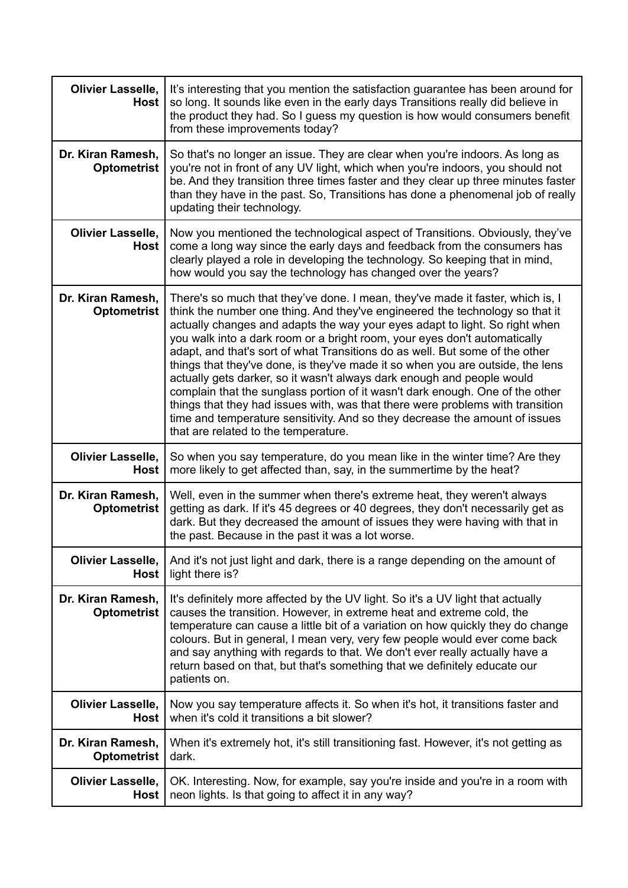| | |
|---|---|
| **Olivier Lasselle, Host** | It's interesting that you mention the satisfaction guarantee has been around for so long. It sounds like even in the early days Transitions really did believe in the product they had. So I guess my question is how would consumers benefit from these improvements today? |
| **Dr. Kiran Ramesh, Optometrist** | So that's no longer an issue. They are clear when you're indoors. As long as you're not in front of any UV light, which when you're indoors, you should not be. And they transition three times faster and they clear up three minutes faster than they have in the past. So, Transitions has done a phenomenal job of really updating their technology. |
| **Olivier Lasselle, Host** | Now you mentioned the technological aspect of Transitions. Obviously, they've come a long way since the early days and feedback from the consumers has clearly played a role in developing the technology. So keeping that in mind, how would you say the technology has changed over the years? |
| **Dr. Kiran Ramesh, Optometrist** | There's so much that they've done. I mean, they've made it faster, which is, I think the number one thing. And they've engineered the technology so that it actually changes and adapts the way your eyes adapt to light. So right when you walk into a dark room or a bright room, your eyes don't automatically adapt, and that's sort of what Transitions do as well. But some of the other things that they've done, is they've made it so when you are outside, the lens actually gets darker, so it wasn't always dark enough and people would complain that the sunglass portion of it wasn't dark enough. One of the other things that they had issues with, was that there were problems with transition time and temperature sensitivity. And so they decrease the amount of issues that are related to the temperature. |
| **Olivier Lasselle, Host** | So when you say temperature, do you mean like in the winter time? Are they more likely to get affected than, say, in the summertime by the heat? |
| **Dr. Kiran Ramesh, Optometrist** | Well, even in the summer when there's extreme heat, they weren't always getting as dark. If it's 45 degrees or 40 degrees, they don't necessarily get as dark. But they decreased the amount of issues they were having with that in the past. Because in the past it was a lot worse. |
| **Olivier Lasselle, Host** | And it's not just light and dark, there is a range depending on the amount of light there is? |
| **Dr. Kiran Ramesh, Optometrist** | It's definitely more affected by the UV light. So it's a UV light that actually causes the transition. However, in extreme heat and extreme cold, the temperature can cause a little bit of a variation on how quickly they do change colours. But in general, I mean very, very few people would ever come back and say anything with regards to that. We don't ever really actually have a return based on that, but that's something that we definitely educate our patients on. |
| **Olivier Lasselle, Host** | Now you say temperature affects it. So when it's hot, it transitions faster and when it's cold it transitions a bit slower? |
| **Dr. Kiran Ramesh, Optometrist** | When it's extremely hot, it's still transitioning fast. However, it's not getting as dark. |
| **Olivier Lasselle, Host** | OK. Interesting. Now, for example, say you're inside and you're in a room with neon lights. Is that going to affect it in any way? |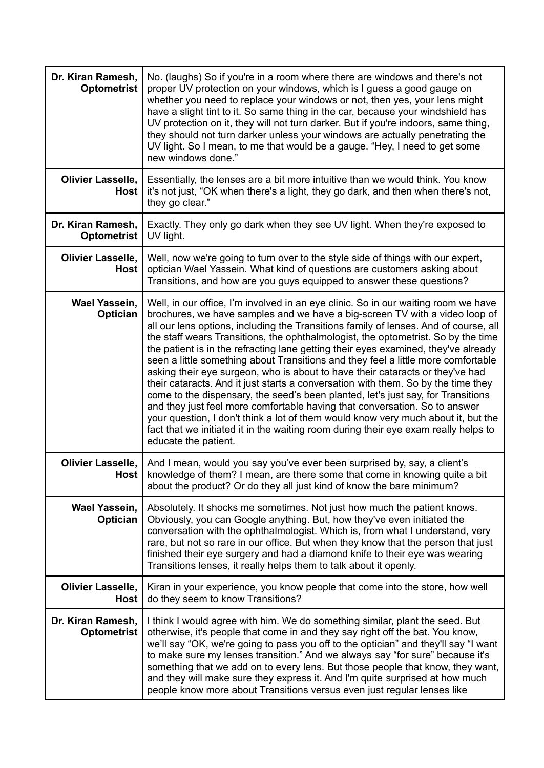| | |
|---|---|
| **Dr. Kiran Ramesh, Optometrist** | No. (laughs) So if you're in a room where there are windows and there's not proper UV protection on your windows, which is I guess a good gauge on whether you need to replace your windows or not, then yes, your lens might have a slight tint to it. So same thing in the car, because your windshield has UV protection on it, they will not turn darker. But if you're indoors, same thing, they should not turn darker unless your windows are actually penetrating the UV light. So I mean, to me that would be a gauge. "Hey, I need to get some new windows done." |
| **Olivier Lasselle, Host** | Essentially, the lenses are a bit more intuitive than we would think. You know it's not just, "OK when there's a light, they go dark, and then when there's not, they go clear." |
| **Dr. Kiran Ramesh, Optometrist** | Exactly. They only go dark when they see UV light. When they're exposed to UV light. |
| **Olivier Lasselle, Host** | Well, now we're going to turn over to the style side of things with our expert, optician Wael Yassein. What kind of questions are customers asking about Transitions, and how are you guys equipped to answer these questions? |
| **Wael Yassein, Optician** | Well, in our office, I'm involved in an eye clinic. So in our waiting room we have brochures, we have samples and we have a big-screen TV with a video loop of all our lens options, including the Transitions family of lenses. And of course, all the staff wears Transitions, the ophthalmologist, the optometrist. So by the time the patient is in the refracting lane getting their eyes examined, they've already seen a little something about Transitions and they feel a little more comfortable asking their eye surgeon, who is about to have their cataracts or they've had their cataracts. And it just starts a conversation with them. So by the time they come to the dispensary, the seed's been planted, let's just say, for Transitions and they just feel more comfortable having that conversation. So to answer your question, I don't think a lot of them would know very much about it, but the fact that we initiated it in the waiting room during their eye exam really helps to educate the patient. |
| **Olivier Lasselle, Host** | And I mean, would you say you've ever been surprised by, say, a client's knowledge of them? I mean, are there some that come in knowing quite a bit about the product? Or do they all just kind of know the bare minimum? |
| **Wael Yassein, Optician** | Absolutely. It shocks me sometimes. Not just how much the patient knows. Obviously, you can Google anything. But, how they've even initiated the conversation with the ophthalmologist. Which is, from what I understand, very rare, but not so rare in our office. But when they know that the person that just finished their eye surgery and had a diamond knife to their eye was wearing Transitions lenses, it really helps them to talk about it openly. |
| **Olivier Lasselle, Host** | Kiran in your experience, you know people that come into the store, how well do they seem to know Transitions? |
| **Dr. Kiran Ramesh, Optometrist** | I think I would agree with him. We do something similar, plant the seed. But otherwise, it's people that come in and they say right off the bat. You know, we'll say "OK, we're going to pass you off to the optician" and they'll say "I want to make sure my lenses transition." And we always say "for sure" because it's something that we add on to every lens. But those people that know, they want, and they will make sure they express it. And I'm quite surprised at how much people know more about Transitions versus even just regular lenses like |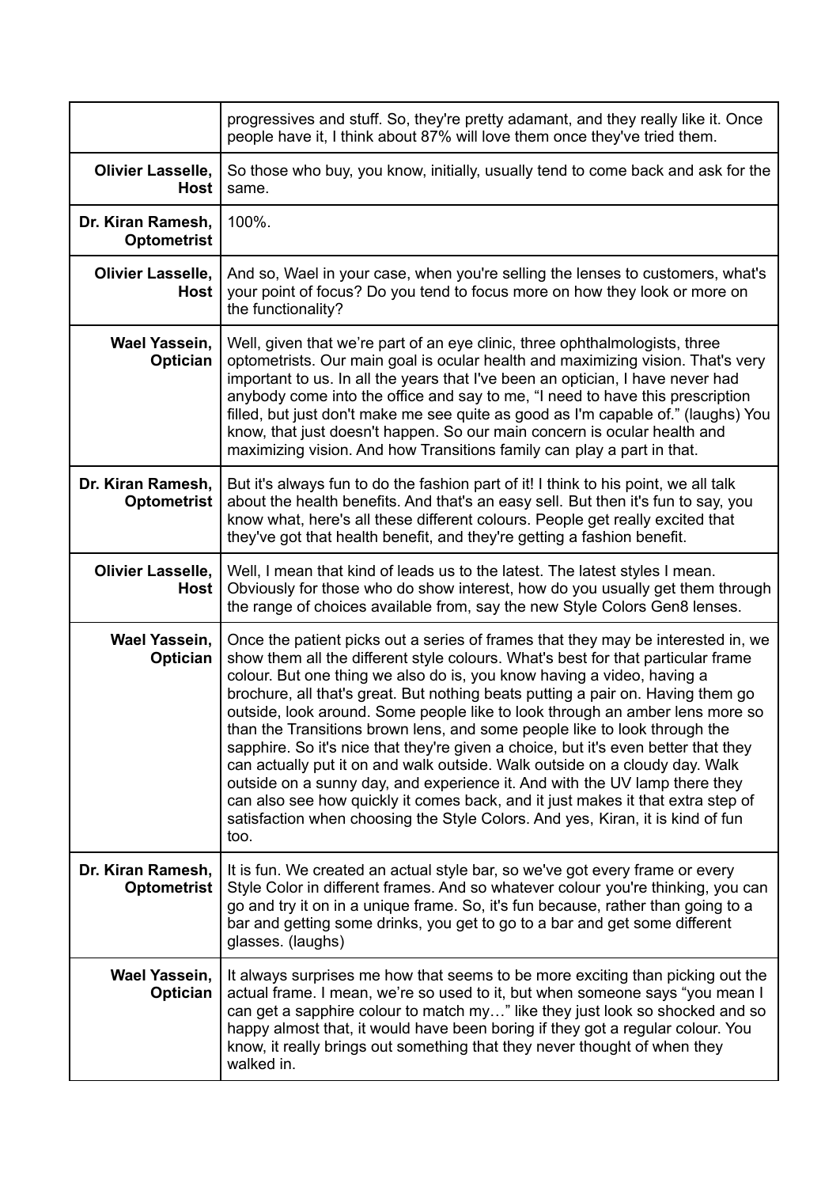| | |
|---|---|
| | progressives and stuff. So, they're pretty adamant, and they really like it. Once people have it, I think about 87% will love them once they've tried them. |
| **Olivier Lasselle, Host** | So those who buy, you know, initially, usually tend to come back and ask for the same. |
| **Dr. Kiran Ramesh, Optometrist** | 100%. |
| **Olivier Lasselle, Host** | And so, Wael in your case, when you're selling the lenses to customers, what's your point of focus? Do you tend to focus more on how they look or more on the functionality? |
| **Wael Yassein, Optician** | Well, given that we're part of an eye clinic, three ophthalmologists, three optometrists. Our main goal is ocular health and maximizing vision. That's very important to us. In all the years that I've been an optician, I have never had anybody come into the office and say to me, "I need to have this prescription filled, but just don't make me see quite as good as I'm capable of." (laughs) You know, that just doesn't happen. So our main concern is ocular health and maximizing vision. And how Transitions family can play a part in that. |
| **Dr. Kiran Ramesh, Optometrist** | But it's always fun to do the fashion part of it! I think to his point, we all talk about the health benefits. And that's an easy sell. But then it's fun to say, you know what, here's all these different colours. People get really excited that they've got that health benefit, and they're getting a fashion benefit. |
| **Olivier Lasselle, Host** | Well, I mean that kind of leads us to the latest. The latest styles I mean. Obviously for those who do show interest, how do you usually get them through the range of choices available from, say the new Style Colors Gen8 lenses. |
| **Wael Yassein, Optician** | Once the patient picks out a series of frames that they may be interested in, we show them all the different style colours. What's best for that particular frame colour. But one thing we also do is, you know having a video, having a brochure, all that's great. But nothing beats putting a pair on. Having them go outside, look around. Some people like to look through an amber lens more so than the Transitions brown lens, and some people like to look through the sapphire. So it's nice that they're given a choice, but it's even better that they can actually put it on and walk outside. Walk outside on a cloudy day. Walk outside on a sunny day, and experience it. And with the UV lamp there they can also see how quickly it comes back, and it just makes it that extra step of satisfaction when choosing the Style Colors. And yes, Kiran, it is kind of fun too. |
| **Dr. Kiran Ramesh, Optometrist** | It is fun. We created an actual style bar, so we've got every frame or every Style Color in different frames. And so whatever colour you're thinking, you can go and try it on in a unique frame. So, it's fun because, rather than going to a bar and getting some drinks, you get to go to a bar and get some different glasses. (laughs) |
| **Wael Yassein, Optician** | It always surprises me how that seems to be more exciting than picking out the actual frame. I mean, we're so used to it, but when someone says "you mean I can get a sapphire colour to match my…" like they just look so shocked and so happy almost that, it would have been boring if they got a regular colour. You know, it really brings out something that they never thought of when they walked in. |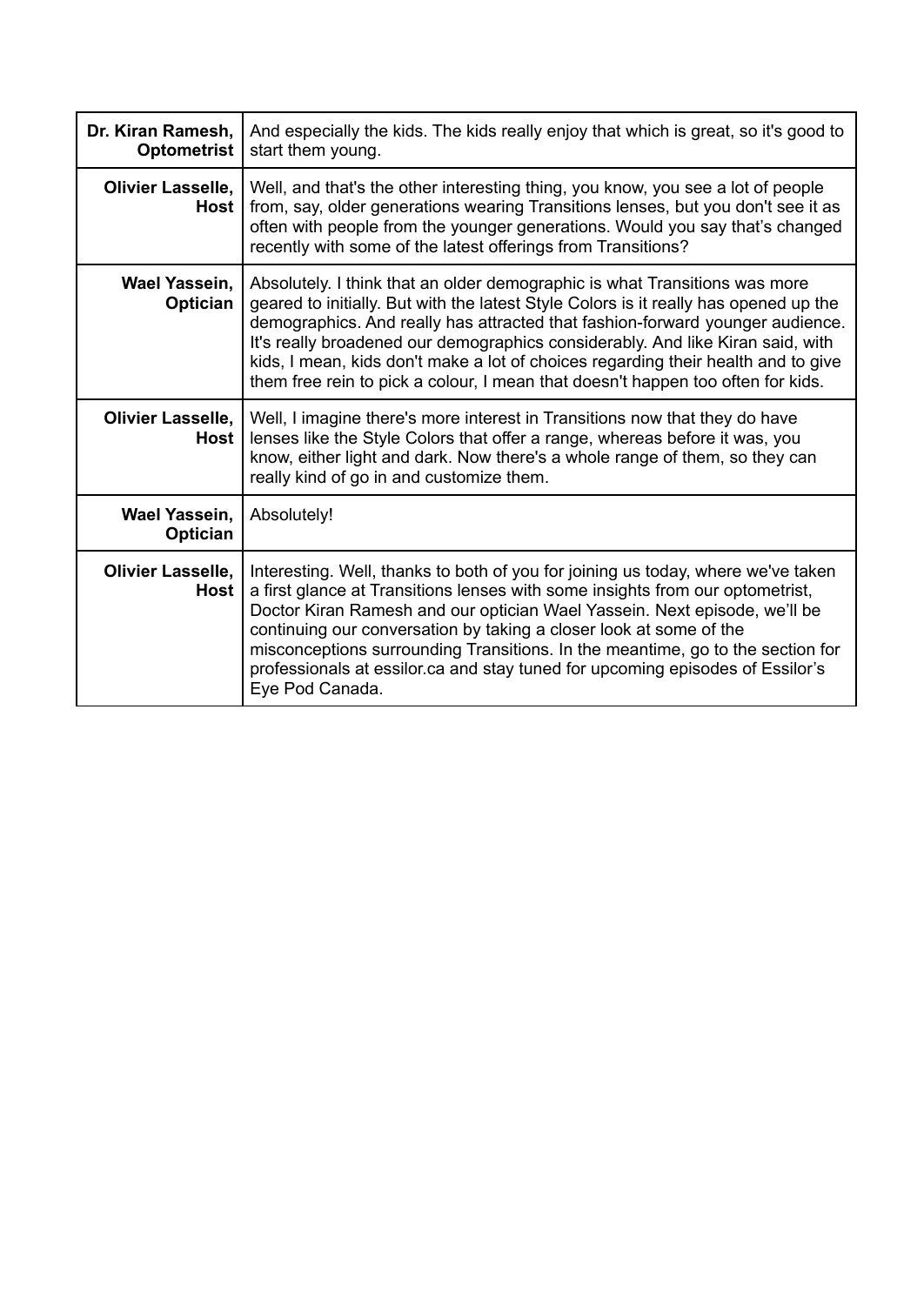| | |
|---|---|
| **Dr. Kiran Ramesh, Optometrist** | And especially the kids. The kids really enjoy that which is great, so it's good to start them young. |
| **Olivier Lasselle, Host** | Well, and that's the other interesting thing, you know, you see a lot of people from, say, older generations wearing Transitions lenses, but you don't see it as often with people from the younger generations. Would you say that's changed recently with some of the latest offerings from Transitions? |
| **Wael Yassein, Optician** | Absolutely. I think that an older demographic is what Transitions was more geared to initially. But with the latest Style Colors is it really has opened up the demographics. And really has attracted that fashion-forward younger audience. It's really broadened our demographics considerably. And like Kiran said, with kids, I mean, kids don't make a lot of choices regarding their health and to give them free rein to pick a colour, I mean that doesn't happen too often for kids. |
| **Olivier Lasselle, Host** | Well, I imagine there's more interest in Transitions now that they do have lenses like the Style Colors that offer a range, whereas before it was, you know, either light and dark. Now there's a whole range of them, so they can really kind of go in and customize them. |
| **Wael Yassein, Optician** | Absolutely! |
| **Olivier Lasselle, Host** | Interesting. Well, thanks to both of you for joining us today, where we've taken a first glance at Transitions lenses with some insights from our optometrist, Doctor Kiran Ramesh and our optician Wael Yassein. Next episode, we'll be continuing our conversation by taking a closer look at some of the misconceptions surrounding Transitions. In the meantime, go to the section for professionals at essilor.ca and stay tuned for upcoming episodes of Essilor's Eye Pod Canada. |